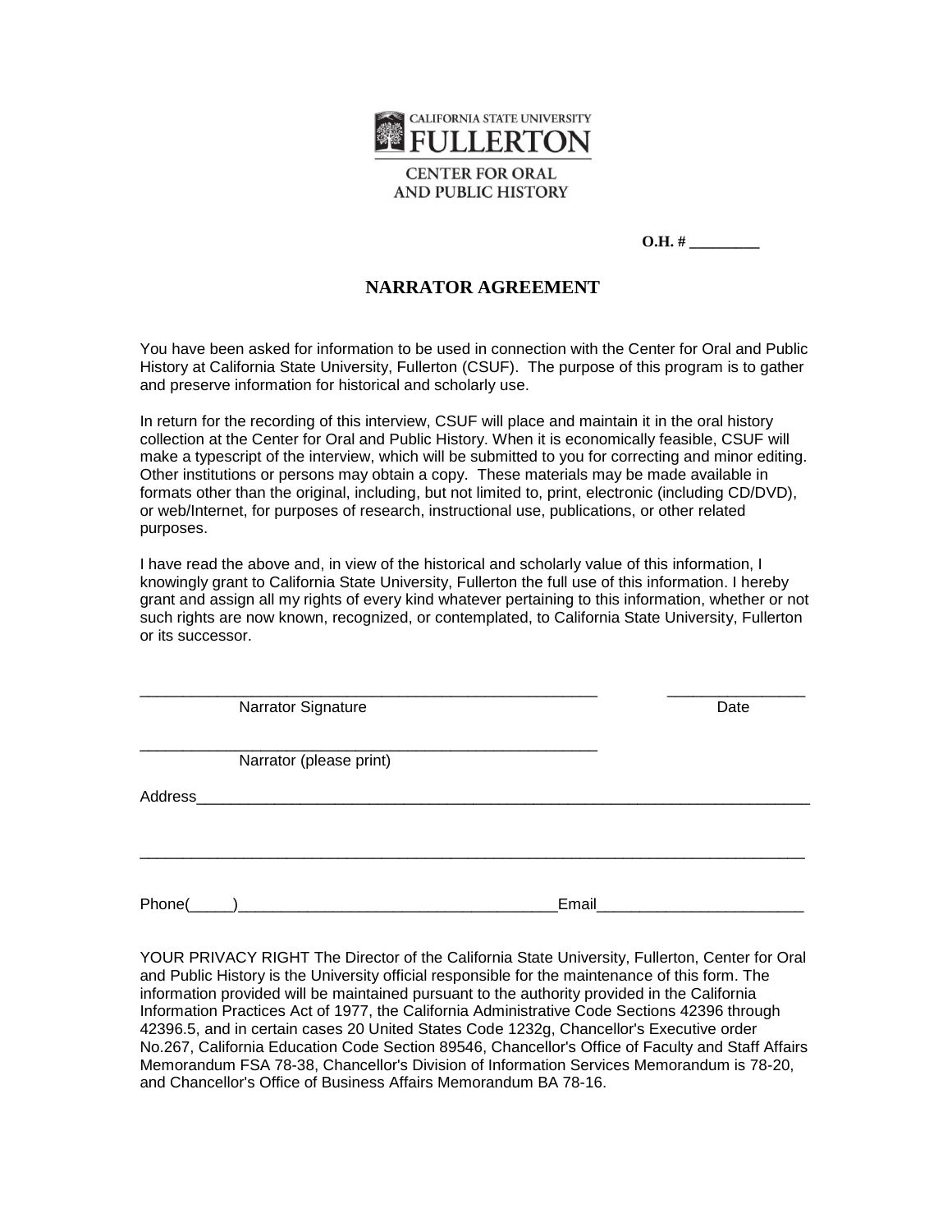CALIFORNIA STATE UNIVERSITY
FULLERTON
CENTER FOR ORAL AND PUBLIC HISTORY

**O.H. # _________**

# NARRATOR AGREEMENT

You have been asked for information to be used in connection with the Center for Oral and Public History at California State University, Fullerton (CSUF). The purpose of this program is to gather and preserve information for historical and scholarly use.

In return for the recording of this interview, CSUF will place and maintain it in the oral history collection at the Center for Oral and Public History. When it is economically feasible, CSUF will make a typescript of the interview, which will be submitted to you for correcting and minor editing. Other institutions or persons may obtain a copy. These materials may be made available in formats other than the original, including, but not limited to, print, electronic (including CD/DVD), or web/Internet, for purposes of research, instructional use, publications, or other related purposes.

I have read the above and, in view of the historical and scholarly value of this information, I knowingly grant to California State University, Fullerton the full use of this information. I hereby grant and assign all my rights of every kind whatever pertaining to this information, whether or not such rights are now known, recognized, or contemplated, to California State University, Fullerton or its successor.

_______________________________________________________ ________________
Narrator Signature Date

_______________________________________________________
Narrator (please print)

Address___________________________________________________________________________

_________________________________________________________________________________

Phone(_____)_____________________________________Email________________________

YOUR PRIVACY RIGHT The Director of the California State University, Fullerton, Center for Oral and Public History is the University official responsible for the maintenance of this form. The information provided will be maintained pursuant to the authority provided in the California Information Practices Act of 1977, the California Administrative Code Sections 42396 through 42396.5, and in certain cases 20 United States Code 1232g, Chancellor's Executive order No.267, California Education Code Section 89546, Chancellor's Office of Faculty and Staff Affairs Memorandum FSA 78-38, Chancellor's Division of Information Services Memorandum is 78-20, and Chancellor's Office of Business Affairs Memorandum BA 78-16.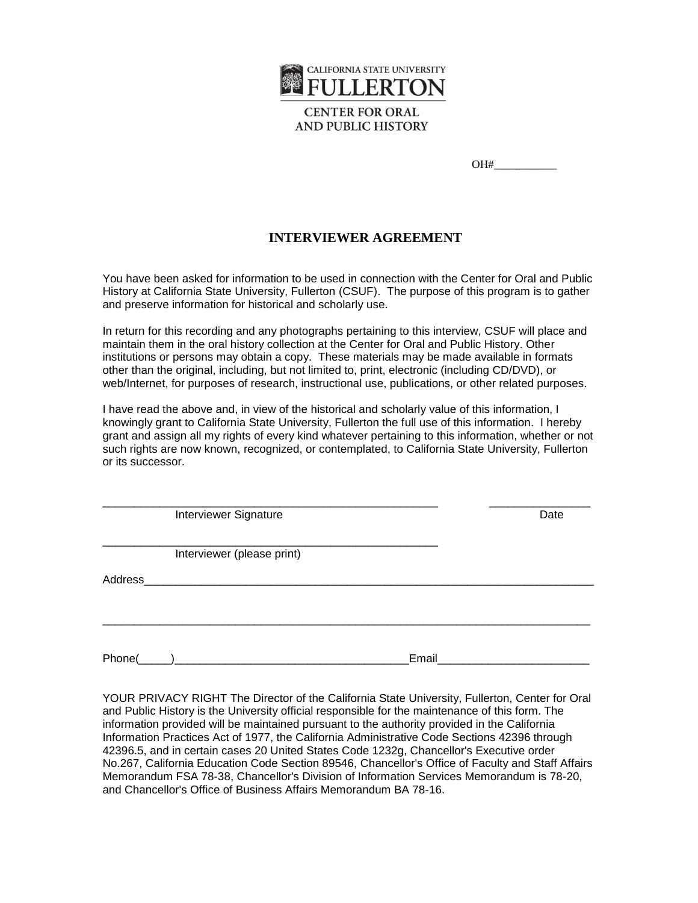CALIFORNIA STATE UNIVERSITY
FULLERTON
CENTER FOR ORAL
AND PUBLIC HISTORY

OH#___________

# INTERVIEWER AGREEMENT

You have been asked for information to be used in connection with the Center for Oral and Public History at California State University, Fullerton (CSUF). The purpose of this program is to gather and preserve information for historical and scholarly use.

In return for this recording and any photographs pertaining to this interview, CSUF will place and maintain them in the oral history collection at the Center for Oral and Public History. Other institutions or persons may obtain a copy. These materials may be made available in formats other than the original, including, but not limited to, print, electronic (including CD/DVD), or web/Internet, for purposes of research, instructional use, publications, or other related purposes.

I have read the above and, in view of the historical and scholarly value of this information, I knowingly grant to California State University, Fullerton the full use of this information. I hereby grant and assign all my rights of every kind whatever pertaining to this information, whether or not such rights are now known, recognized, or contemplated, to California State University, Fullerton or its successor.

_______________________________________________________ ________________
Interviewer Signature Date

_______________________________________________________
Interviewer (please print)

Address___________________________________________________________________________

_______________________________________________________________________________

Phone(_____)_____________________________________Email________________________

YOUR PRIVACY RIGHT The Director of the California State University, Fullerton, Center for Oral and Public History is the University official responsible for the maintenance of this form. The information provided will be maintained pursuant to the authority provided in the California Information Practices Act of 1977, the California Administrative Code Sections 42396 through 42396.5, and in certain cases 20 United States Code 1232g, Chancellor's Executive order No.267, California Education Code Section 89546, Chancellor's Office of Faculty and Staff Affairs Memorandum FSA 78-38, Chancellor's Division of Information Services Memorandum is 78-20, and Chancellor's Office of Business Affairs Memorandum BA 78-16.